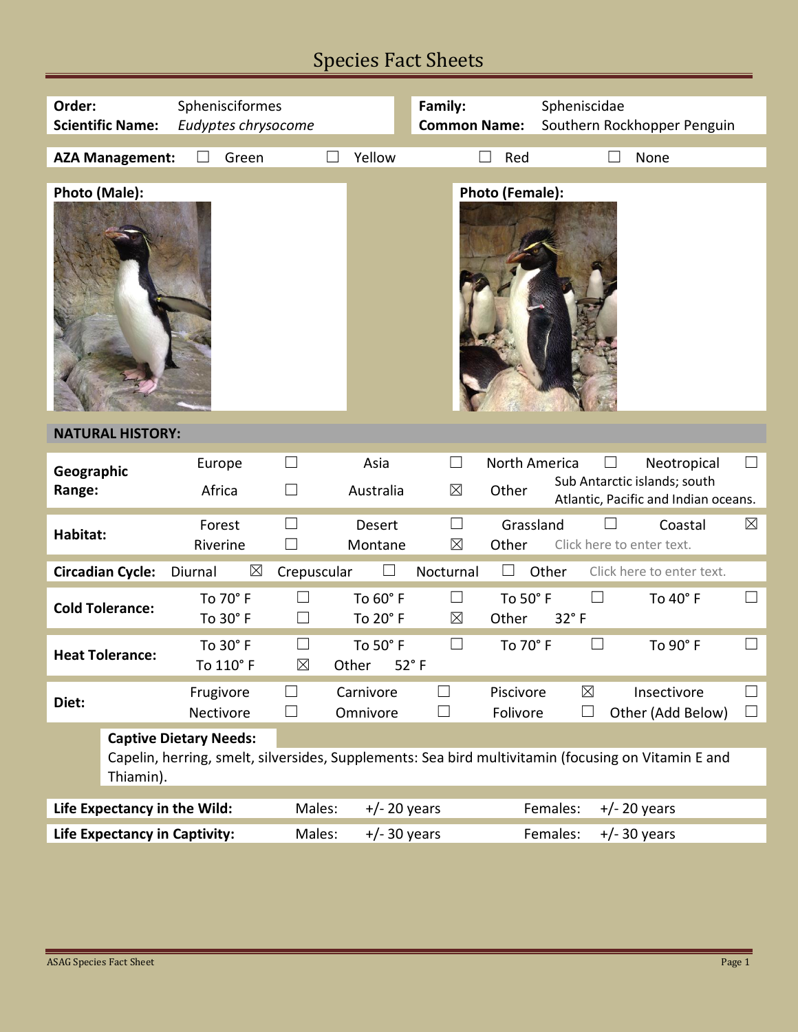# Species Fact Sheets

| | | | |
|---|---|---|---|
| **Order:** | Sphenisciformes | **Family:** | Spheniscidae |
| **Scientific Name:** | *Eudyptes chrysocome* | **Common Name:** | Southern Rockhopper Penguin |

**AZA Management:** ☐ Green ☐ Yellow ☐ Red ☐ None

**Photo (Male):**

**Photo (Female):**

## NATURAL HISTORY:

| | | | | | | | | |
|---|---|---|---|---|---|---|---|---|
| **Geographic Range:** | Europe | ☐ | Asia | ☐ | North America | ☐ | Neotropical | ☐ |
| | Africa | ☐ | Australia | ☒ | Other | Sub Antarctic islands; south Atlantic, Pacific and Indian oceans. | | |
| **Habitat:** | Forest | ☐ | Desert | ☐ | Grassland | ☐ | Coastal | ☒ |
| | Riverine | ☐ | Montane | ☒ | Other | Click here to enter text. | | |
| **Circadian Cycle:** | Diurnal | ☒ | Crepuscular | ☐ | Nocturnal | ☐ | Other | Click here to enter text. |
| **Cold Tolerance:** | To 70° F | ☐ | To 60° F | ☐ | To 50° F | ☐ | To 40° F | ☐ |
| | To 30° F | ☐ | To 20° F | ☒ | Other | 32° F | | |
| **Heat Tolerance:** | To 30° F | ☐ | To 50° F | ☐ | To 70° F | ☐ | To 90° F | ☐ |
| | To 110° F | ☒ | Other | 52° F | | | | |
| **Diet:** | Frugivore | ☐ | Carnivore | ☐ | Piscivore | ☒ | Insectivore | ☐ |
| | Nectivore | ☐ | Omnivore | ☐ | Folivore | ☐ | Other (Add Below) | ☐ |

**Captive Dietary Needs:**

Capelin, herring, smelt, silversides, Supplements: Sea bird multivitamin (focusing on Vitamin E and Thiamin).

| | | | | |
|---|---|---|---|---|
| **Life Expectancy in the Wild:** | Males: | +/- 20 years | Females: | +/- 20 years |
| **Life Expectancy in Captivity:** | Males: | +/- 30 years | Females: | +/- 30 years |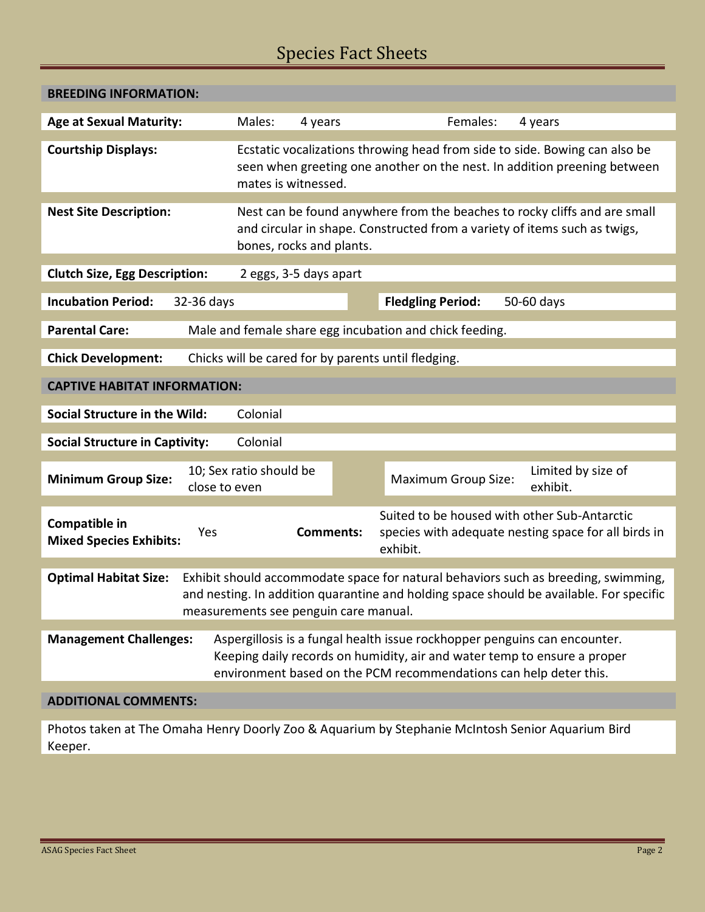# Species Fact Sheets

## BREEDING INFORMATION:

**Age at Sexual Maturity:** Males: 4 years Females: 4 years

**Courtship Displays:** Ecstatic vocalizations throwing head from side to side. Bowing can also be seen when greeting one another on the nest. In addition preening between mates is witnessed.

**Nest Site Description:** Nest can be found anywhere from the beaches to rocky cliffs and are small and circular in shape. Constructed from a variety of items such as twigs, bones, rocks and plants.

**Clutch Size, Egg Description:** 2 eggs, 3-5 days apart

**Incubation Period:** 32-36 days **Fledgling Period:** 50-60 days

**Parental Care:** Male and female share egg incubation and chick feeding.

**Chick Development:** Chicks will be cared for by parents until fledging.

## CAPTIVE HABITAT INFORMATION:

**Social Structure in the Wild:** Colonial

**Social Structure in Captivity:** Colonial

**Minimum Group Size:** 10; Sex ratio should be close to even **Maximum Group Size:** Limited by size of exhibit.

**Compatible in Mixed Species Exhibits:** Yes **Comments:** Suited to be housed with other Sub-Antarctic species with adequate nesting space for all birds in exhibit.

**Optimal Habitat Size:** Exhibit should accommodate space for natural behaviors such as breeding, swimming, and nesting. In addition quarantine and holding space should be available. For specific measurements see penguin care manual.

**Management Challenges:** Aspergillosis is a fungal health issue rockhopper penguins can encounter. Keeping daily records on humidity, air and water temp to ensure a proper environment based on the PCM recommendations can help deter this.

## ADDITIONAL COMMENTS:

Photos taken at The Omaha Henry Doorly Zoo & Aquarium by Stephanie McIntosh Senior Aquarium Bird Keeper.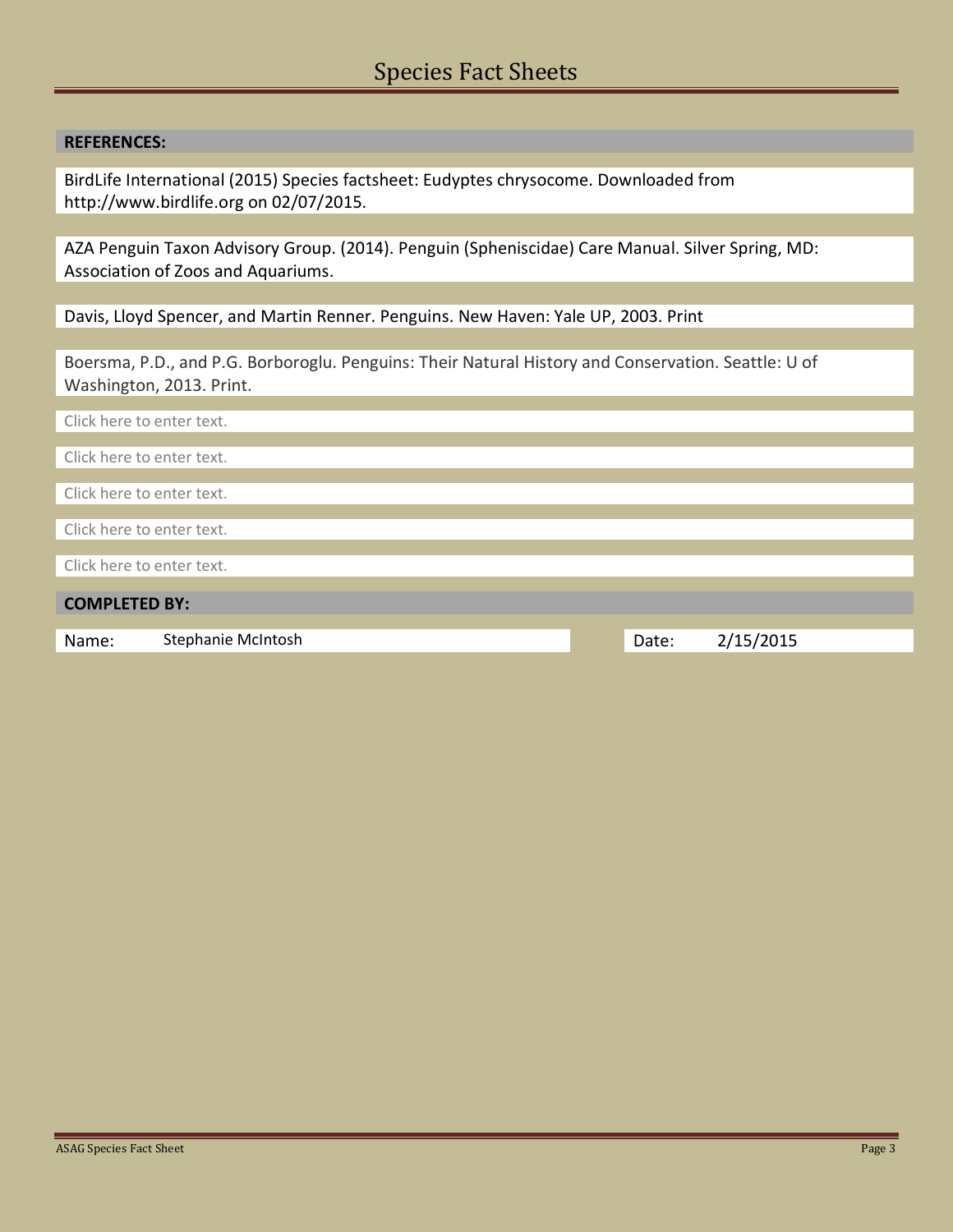# Species Fact Sheets

**REFERENCES:**

BirdLife International (2015) Species factsheet: Eudyptes chrysocome. Downloaded from http://www.birdlife.org on 02/07/2015.

AZA Penguin Taxon Advisory Group. (2014). Penguin (Spheniscidae) Care Manual. Silver Spring, MD: Association of Zoos and Aquariums.

Davis, Lloyd Spencer, and Martin Renner. Penguins. New Haven: Yale UP, 2003. Print

Boersma, P.D., and P.G. Borboroglu. Penguins: Their Natural History and Conservation. Seattle: U of Washington, 2013. Print.

Click here to enter text.

Click here to enter text.

Click here to enter text.

Click here to enter text.

Click here to enter text.

**COMPLETED BY:**

Name: Stephanie McIntosh

Date: 2/15/2015